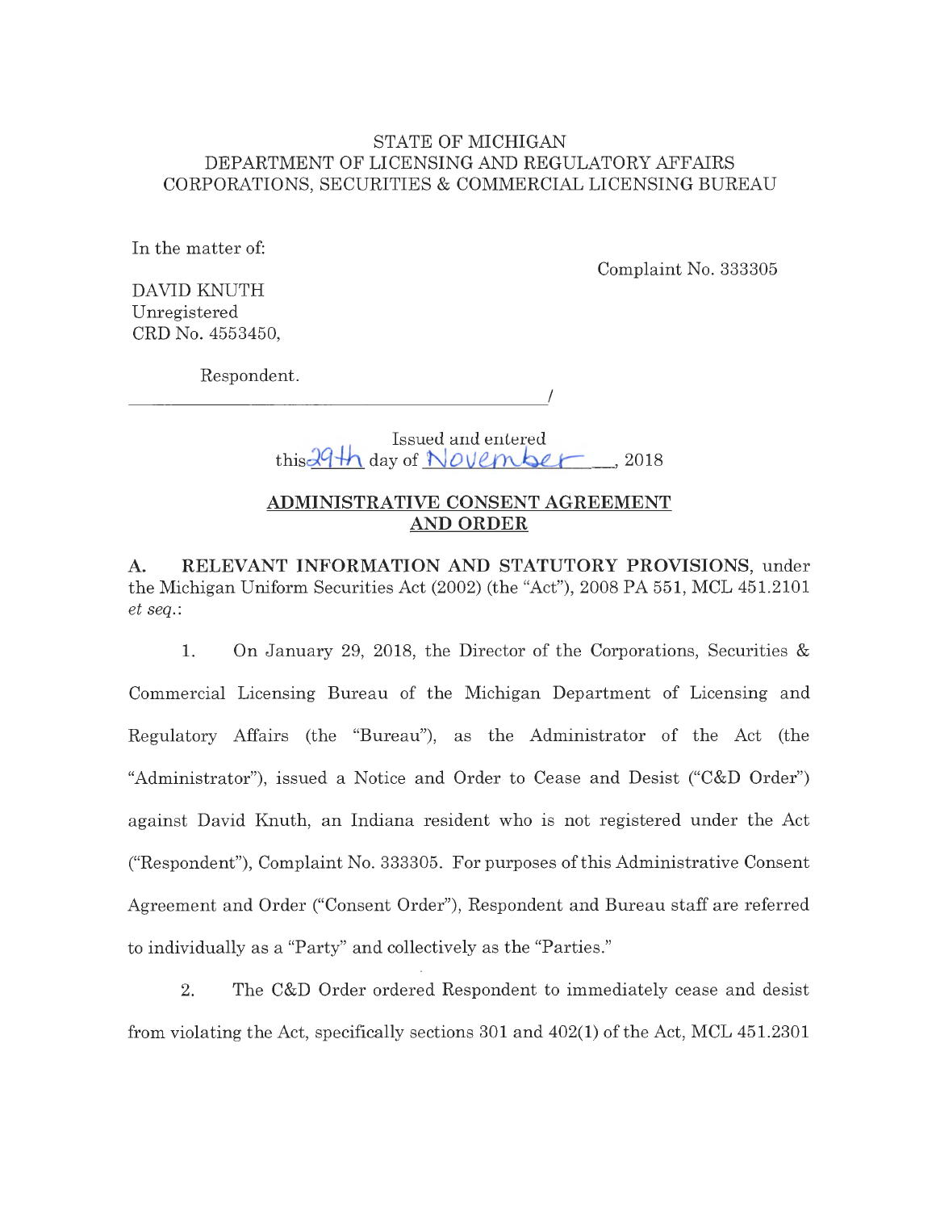STATE OF MICHIGAN
DEPARTMENT OF LICENSING AND REGULATORY AFFAIRS
CORPORATIONS, SECURITIES & COMMERCIAL LICENSING BUREAU

In the matter of:

Complaint No. 333305

DAVID KNUTH
Unregistered
CRD No. 4553450,

Respondent.

______________________________________/

Issued and entered
this 29th day of November, 2018

## ADMINISTRATIVE CONSENT AGREEMENT AND ORDER

**A. RELEVANT INFORMATION AND STATUTORY PROVISIONS**, under the Michigan Uniform Securities Act (2002) (the "Act"), 2008 PA 551, MCL 451.2101 *et seq.*:

1. On January 29, 2018, the Director of the Corporations, Securities & Commercial Licensing Bureau of the Michigan Department of Licensing and Regulatory Affairs (the "Bureau"), as the Administrator of the Act (the "Administrator"), issued a Notice and Order to Cease and Desist ("C&D Order") against David Knuth, an Indiana resident who is not registered under the Act ("Respondent"), Complaint No. 333305. For purposes of this Administrative Consent Agreement and Order ("Consent Order"), Respondent and Bureau staff are referred to individually as a "Party" and collectively as the "Parties."

2. The C&D Order ordered Respondent to immediately cease and desist from violating the Act, specifically sections 301 and 402(1) of the Act, MCL 451.2301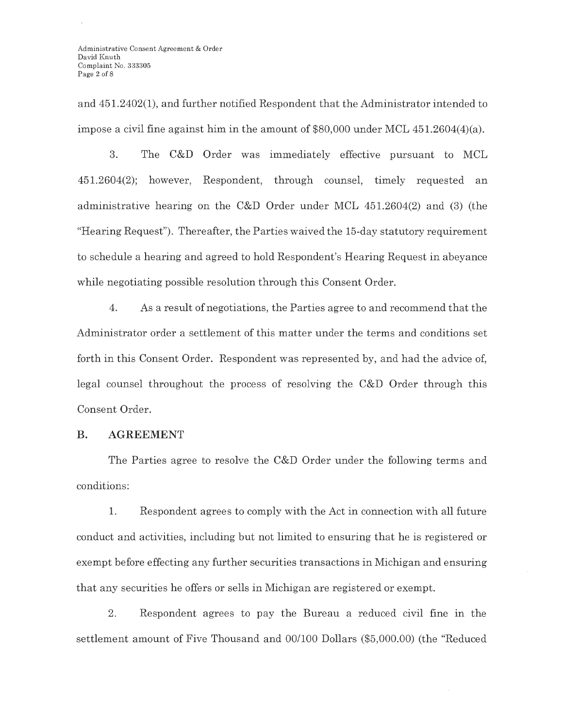and 451.2402(1), and further notified Respondent that the Administrator intended to impose a civil fine against him in the amount of $80,000 under MCL 451.2604(4)(a).

3. The C&D Order was immediately effective pursuant to MCL 451.2604(2); however, Respondent, through counsel, timely requested an administrative hearing on the C&D Order under MCL 451.2604(2) and (3) (the "Hearing Request"). Thereafter, the Parties waived the 15-day statutory requirement to schedule a hearing and agreed to hold Respondent's Hearing Request in abeyance while negotiating possible resolution through this Consent Order.

4. As a result of negotiations, the Parties agree to and recommend that the Administrator order a settlement of this matter under the terms and conditions set forth in this Consent Order. Respondent was represented by, and had the advice of, legal counsel throughout the process of resolving the C&D Order through this Consent Order.

## B. AGREEMENT

The Parties agree to resolve the C&D Order under the following terms and conditions:

1. Respondent agrees to comply with the Act in connection with all future conduct and activities, including but not limited to ensuring that he is registered or exempt before effecting any further securities transactions in Michigan and ensuring that any securities he offers or sells in Michigan are registered or exempt.

2. Respondent agrees to pay the Bureau a reduced civil fine in the settlement amount of Five Thousand and 00/100 Dollars ($5,000.00) (the "Reduced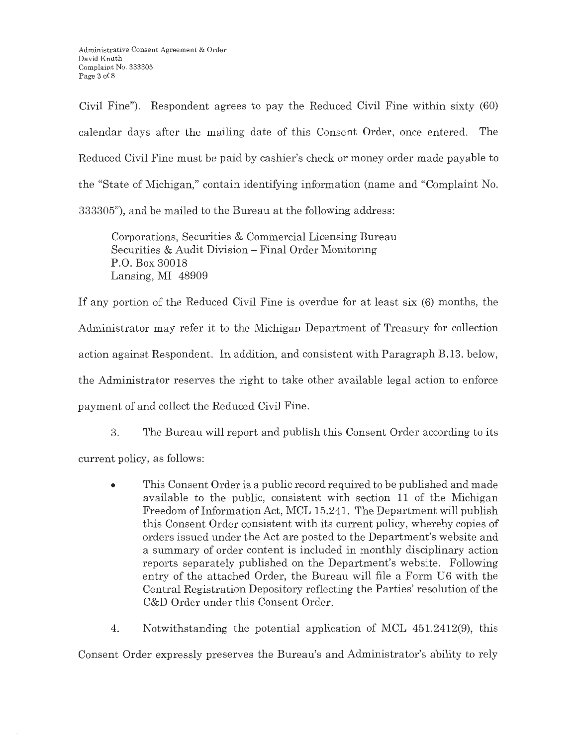Civil Fine"). Respondent agrees to pay the Reduced Civil Fine within sixty (60) calendar days after the mailing date of this Consent Order, once entered. The Reduced Civil Fine must be paid by cashier's check or money order made payable to the "State of Michigan," contain identifying information (name and "Complaint No. 333305"), and be mailed to the Bureau at the following address:

> Corporations, Securities & Commercial Licensing Bureau
> Securities & Audit Division – Final Order Monitoring
> P.O. Box 30018
> Lansing, MI 48909

If any portion of the Reduced Civil Fine is overdue for at least six (6) months, the Administrator may refer it to the Michigan Department of Treasury for collection action against Respondent. In addition, and consistent with Paragraph B.13. below, the Administrator reserves the right to take other available legal action to enforce payment of and collect the Reduced Civil Fine.

3. The Bureau will report and publish this Consent Order according to its current policy, as follows:

- This Consent Order is a public record required to be published and made available to the public, consistent with section 11 of the Michigan Freedom of Information Act, MCL 15.241. The Department will publish this Consent Order consistent with its current policy, whereby copies of orders issued under the Act are posted to the Department's website and a summary of order content is included in monthly disciplinary action reports separately published on the Department's website. Following entry of the attached Order, the Bureau will file a Form U6 with the Central Registration Depository reflecting the Parties' resolution of the C&D Order under this Consent Order.

4. Notwithstanding the potential application of MCL 451.2412(9), this Consent Order expressly preserves the Bureau's and Administrator's ability to rely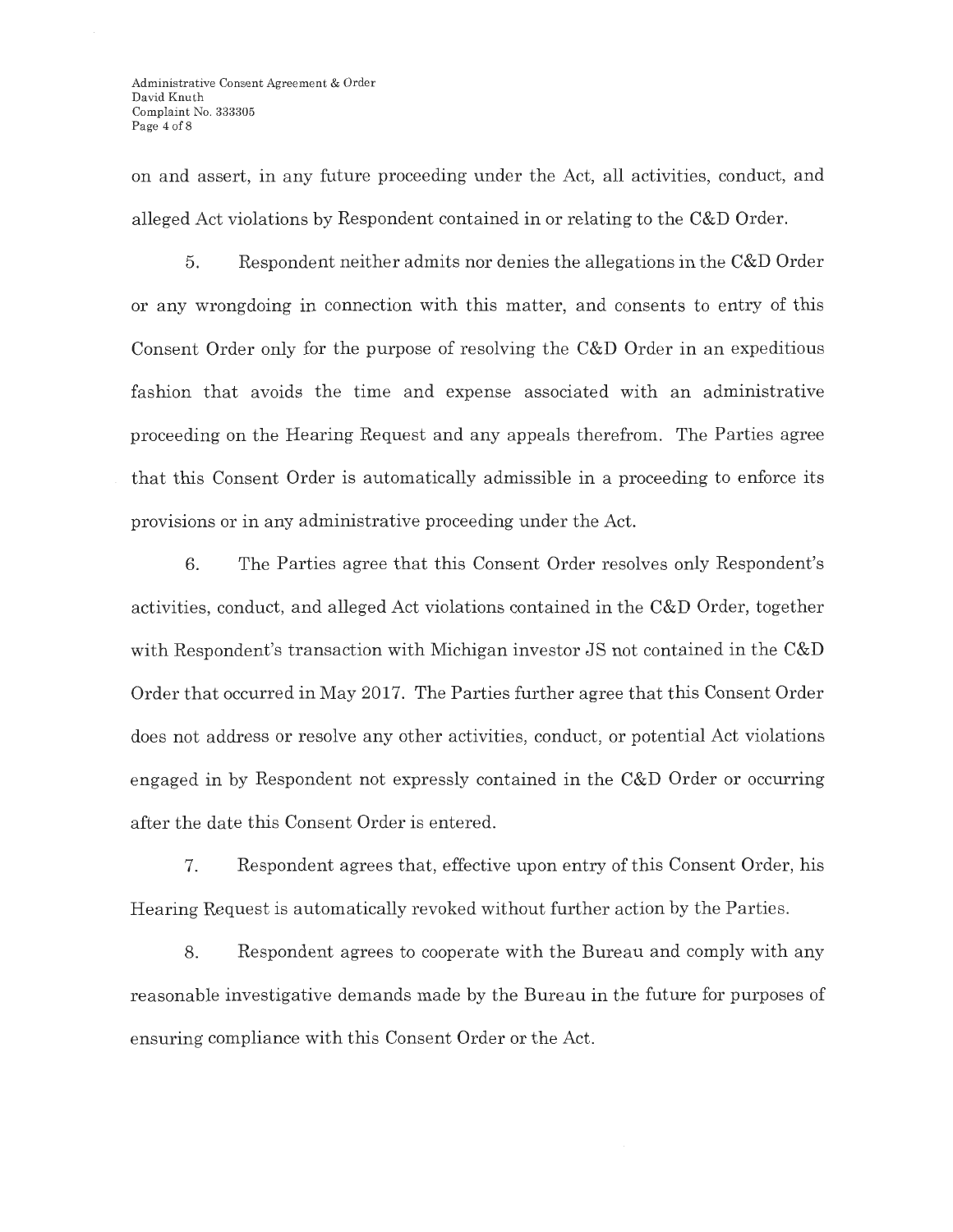on and assert, in any future proceeding under the Act, all activities, conduct, and alleged Act violations by Respondent contained in or relating to the C&D Order.

5. Respondent neither admits nor denies the allegations in the C&D Order or any wrongdoing in connection with this matter, and consents to entry of this Consent Order only for the purpose of resolving the C&D Order in an expeditious fashion that avoids the time and expense associated with an administrative proceeding on the Hearing Request and any appeals therefrom. The Parties agree that this Consent Order is automatically admissible in a proceeding to enforce its provisions or in any administrative proceeding under the Act.

6. The Parties agree that this Consent Order resolves only Respondent's activities, conduct, and alleged Act violations contained in the C&D Order, together with Respondent's transaction with Michigan investor JS not contained in the C&D Order that occurred in May 2017. The Parties further agree that this Consent Order does not address or resolve any other activities, conduct, or potential Act violations engaged in by Respondent not expressly contained in the C&D Order or occurring after the date this Consent Order is entered.

7. Respondent agrees that, effective upon entry of this Consent Order, his Hearing Request is automatically revoked without further action by the Parties.

8. Respondent agrees to cooperate with the Bureau and comply with any reasonable investigative demands made by the Bureau in the future for purposes of ensuring compliance with this Consent Order or the Act.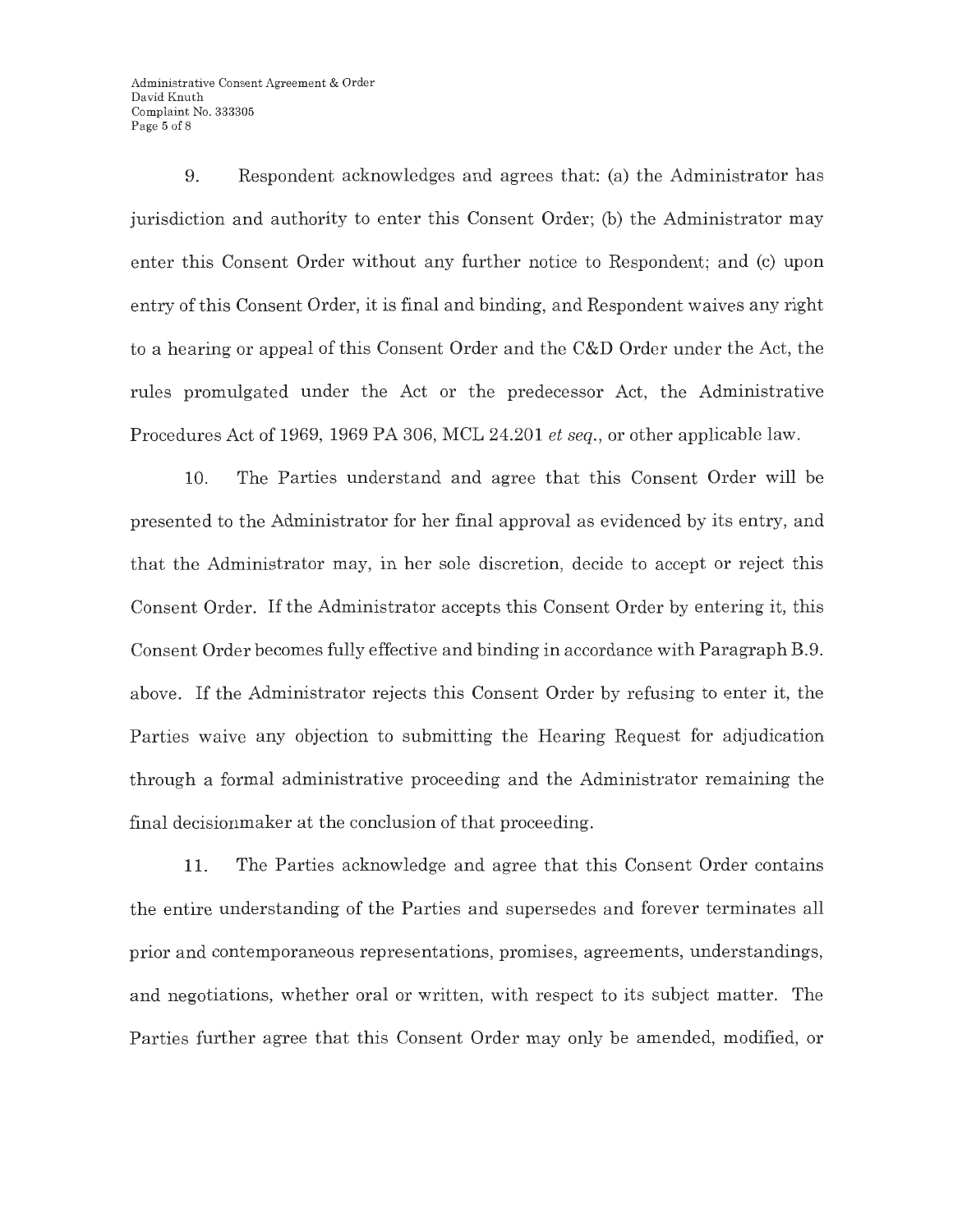9. Respondent acknowledges and agrees that: (a) the Administrator has jurisdiction and authority to enter this Consent Order; (b) the Administrator may enter this Consent Order without any further notice to Respondent; and (c) upon entry of this Consent Order, it is final and binding, and Respondent waives any right to a hearing or appeal of this Consent Order and the C&D Order under the Act, the rules promulgated under the Act or the predecessor Act, the Administrative Procedures Act of 1969, 1969 PA 306, MCL 24.201 *et seq.*, or other applicable law.

10. The Parties understand and agree that this Consent Order will be presented to the Administrator for her final approval as evidenced by its entry, and that the Administrator may, in her sole discretion, decide to accept or reject this Consent Order. If the Administrator accepts this Consent Order by entering it, this Consent Order becomes fully effective and binding in accordance with Paragraph B.9. above. If the Administrator rejects this Consent Order by refusing to enter it, the Parties waive any objection to submitting the Hearing Request for adjudication through a formal administrative proceeding and the Administrator remaining the final decisionmaker at the conclusion of that proceeding.

11. The Parties acknowledge and agree that this Consent Order contains the entire understanding of the Parties and supersedes and forever terminates all prior and contemporaneous representations, promises, agreements, understandings, and negotiations, whether oral or written, with respect to its subject matter. The Parties further agree that this Consent Order may only be amended, modified, or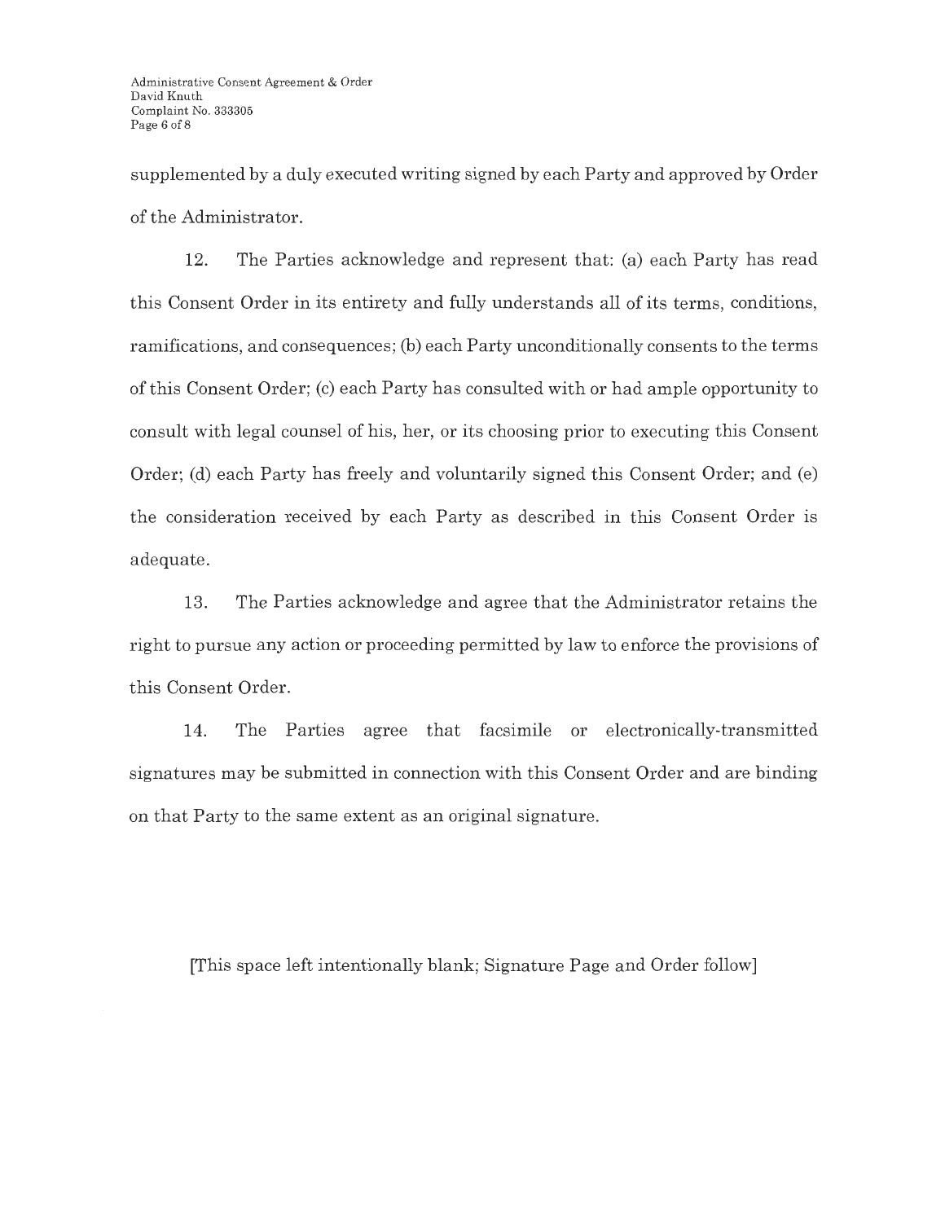supplemented by a duly executed writing signed by each Party and approved by Order of the Administrator.

12. The Parties acknowledge and represent that: (a) each Party has read this Consent Order in its entirety and fully understands all of its terms, conditions, ramifications, and consequences; (b) each Party unconditionally consents to the terms of this Consent Order; (c) each Party has consulted with or had ample opportunity to consult with legal counsel of his, her, or its choosing prior to executing this Consent Order; (d) each Party has freely and voluntarily signed this Consent Order; and (e) the consideration received by each Party as described in this Consent Order is adequate.

13. The Parties acknowledge and agree that the Administrator retains the right to pursue any action or proceeding permitted by law to enforce the provisions of this Consent Order.

14. The Parties agree that facsimile or electronically-transmitted signatures may be submitted in connection with this Consent Order and are binding on that Party to the same extent as an original signature.

[This space left intentionally blank; Signature Page and Order follow]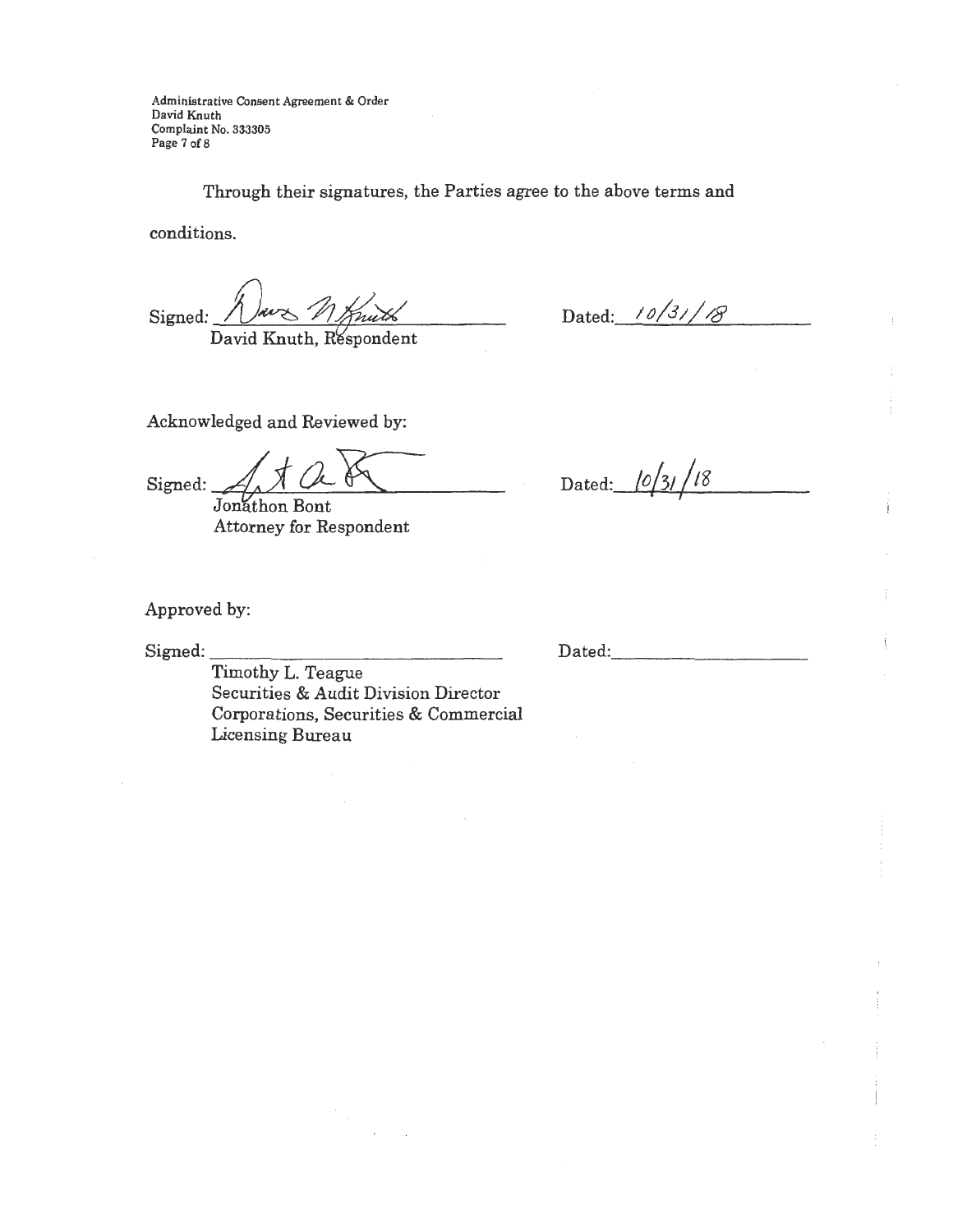Through their signatures, the Parties agree to the above terms and conditions.

Signed: ______________________________ Dated: 10/31/18
David Knuth, Respondent

Acknowledged and Reviewed by:

Signed: ______________________________ Dated: 10/31/18
Jonathon Bont
Attorney for Respondent

Approved by:

Signed: ______________________________ Dated: ____________
Timothy L. Teague
Securities & Audit Division Director
Corporations, Securities & Commercial Licensing Bureau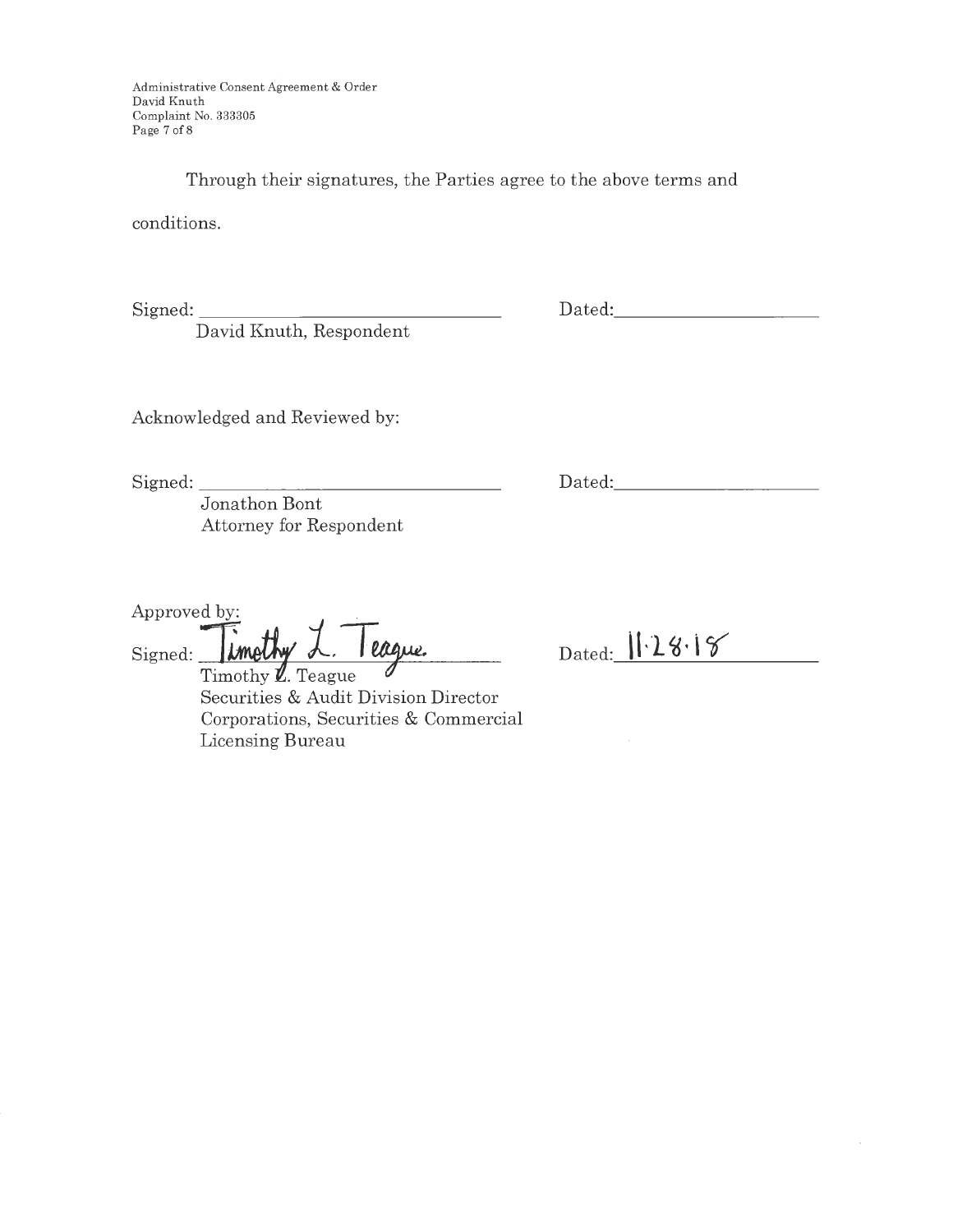Through their signatures, the Parties agree to the above terms and conditions.

Signed: ______________________________ Dated: ____________________
David Knuth, Respondent

Acknowledged and Reviewed by:

Signed: ______________________________ Dated: ____________________
Jonathon Bont
Attorney for Respondent

Approved by:

Signed: Timothy L. Teague Dated: 11.28.18
Timothy L. Teague
Securities & Audit Division Director
Corporations, Securities & Commercial Licensing Bureau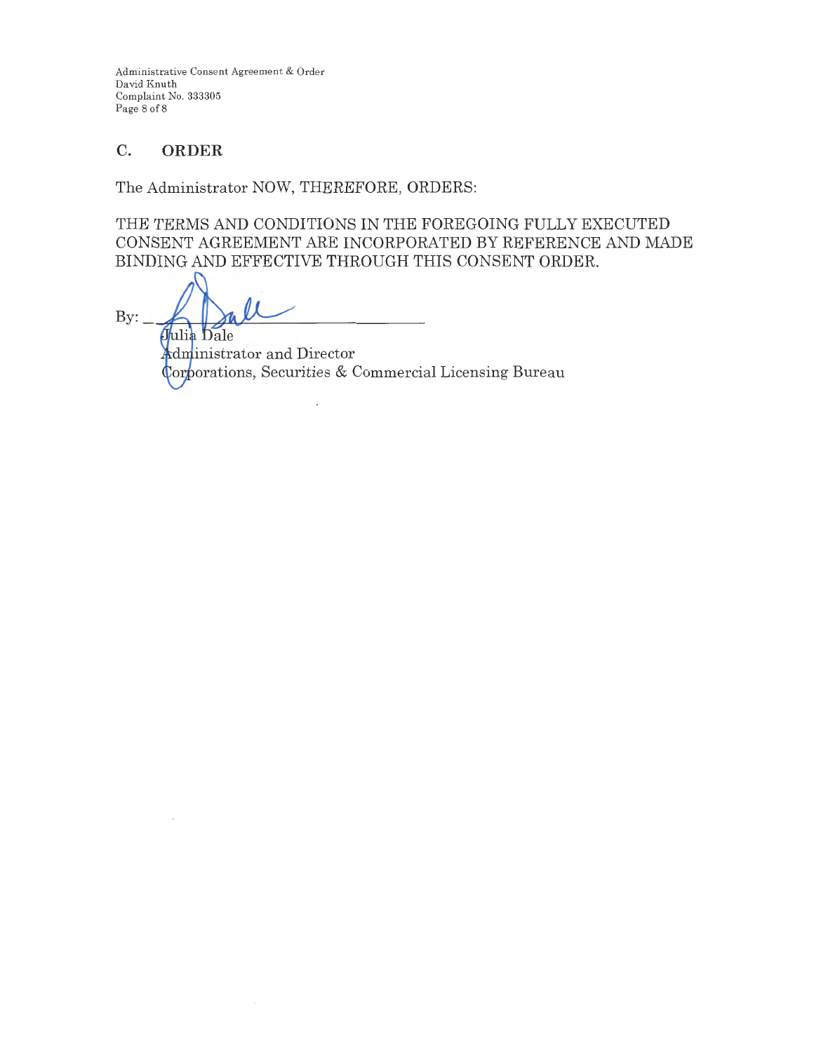## C. ORDER

The Administrator NOW, THEREFORE, ORDERS:

THE TERMS AND CONDITIONS IN THE FOREGOING FULLY EXECUTED CONSENT AGREEMENT ARE INCORPORATED BY REFERENCE AND MADE BINDING AND EFFECTIVE THROUGH THIS CONSENT ORDER.

By: ______________________________

Julia Dale
Administrator and Director
Corporations, Securities & Commercial Licensing Bureau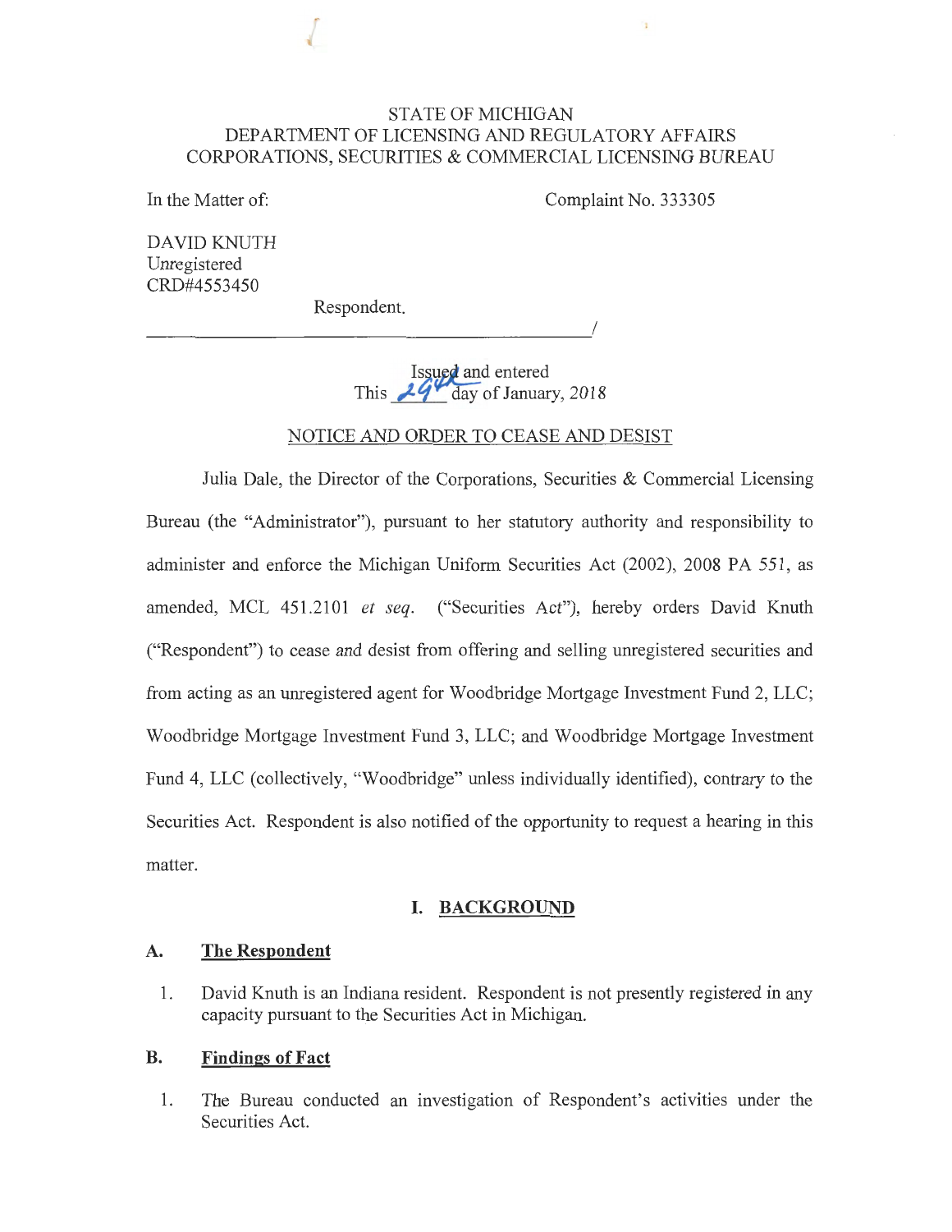STATE OF MICHIGAN
DEPARTMENT OF LICENSING AND REGULATORY AFFAIRS
CORPORATIONS, SECURITIES & COMMERCIAL LICENSING BUREAU

In the Matter of:

Complaint No. 333305

DAVID KNUTH
Unregistered
CRD#4553450

Respondent.

______________________________________/

Issued and entered
This 29th day of January, 2018

NOTICE AND ORDER TO CEASE AND DESIST

Julia Dale, the Director of the Corporations, Securities & Commercial Licensing Bureau (the "Administrator"), pursuant to her statutory authority and responsibility to administer and enforce the Michigan Uniform Securities Act (2002), 2008 PA 551, as amended, MCL 451.2101 *et seq.* ("Securities Act"), hereby orders David Knuth ("Respondent") to cease and desist from offering and selling unregistered securities and from acting as an unregistered agent for Woodbridge Mortgage Investment Fund 2, LLC; Woodbridge Mortgage Investment Fund 3, LLC; and Woodbridge Mortgage Investment Fund 4, LLC (collectively, "Woodbridge" unless individually identified), contrary to the Securities Act. Respondent is also notified of the opportunity to request a hearing in this matter.

## I. BACKGROUND

### A. The Respondent

1. David Knuth is an Indiana resident. Respondent is not presently registered in any capacity pursuant to the Securities Act in Michigan.

### B. Findings of Fact

1. The Bureau conducted an investigation of Respondent's activities under the Securities Act.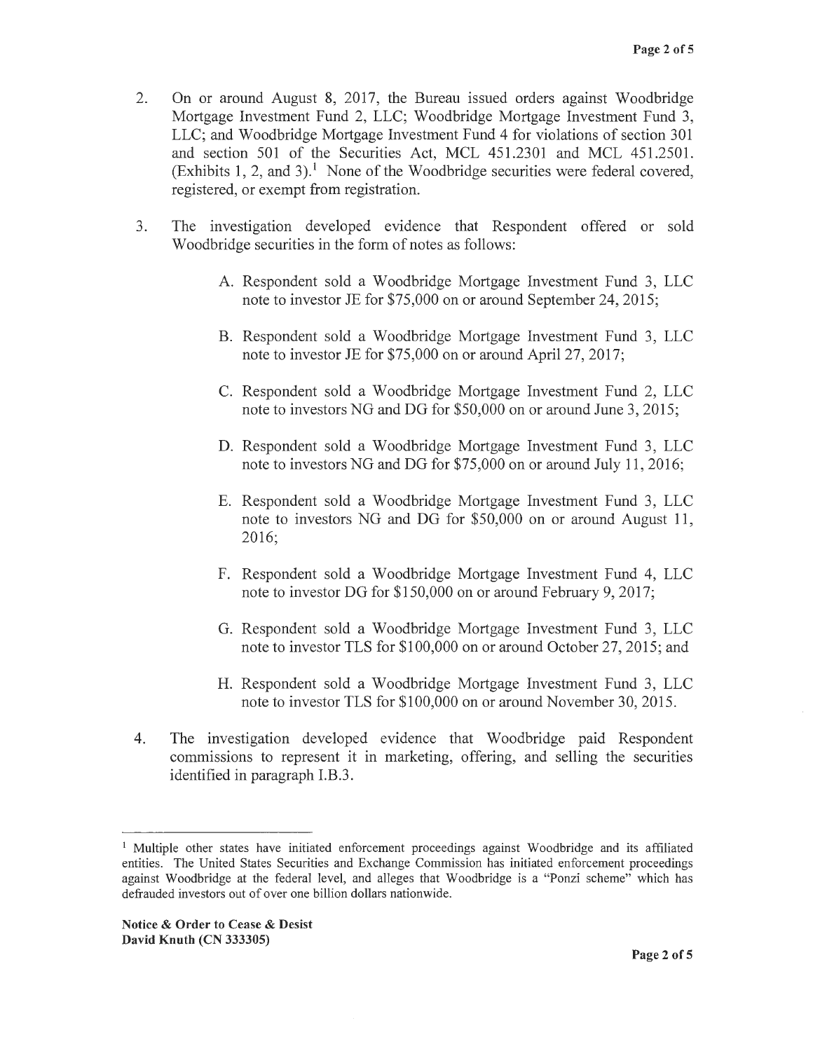2. On or around August 8, 2017, the Bureau issued orders against Woodbridge Mortgage Investment Fund 2, LLC; Woodbridge Mortgage Investment Fund 3, LLC; and Woodbridge Mortgage Investment Fund 4 for violations of section 301 and section 501 of the Securities Act, MCL 451.2301 and MCL 451.2501. (Exhibits 1, 2, and 3).[1] None of the Woodbridge securities were federal covered, registered, or exempt from registration.

3. The investigation developed evidence that Respondent offered or sold Woodbridge securities in the form of notes as follows:

   A. Respondent sold a Woodbridge Mortgage Investment Fund 3, LLC note to investor JE for $75,000 on or around September 24, 2015;

   B. Respondent sold a Woodbridge Mortgage Investment Fund 3, LLC note to investor JE for $75,000 on or around April 27, 2017;

   C. Respondent sold a Woodbridge Mortgage Investment Fund 2, LLC note to investors NG and DG for $50,000 on or around June 3, 2015;

   D. Respondent sold a Woodbridge Mortgage Investment Fund 3, LLC note to investors NG and DG for $75,000 on or around July 11, 2016;

   E. Respondent sold a Woodbridge Mortgage Investment Fund 3, LLC note to investors NG and DG for $50,000 on or around August 11, 2016;

   F. Respondent sold a Woodbridge Mortgage Investment Fund 4, LLC note to investor DG for $150,000 on or around February 9, 2017;

   G. Respondent sold a Woodbridge Mortgage Investment Fund 3, LLC note to investor TLS for $100,000 on or around October 27, 2015; and

   H. Respondent sold a Woodbridge Mortgage Investment Fund 3, LLC note to investor TLS for $100,000 on or around November 30, 2015.

4. The investigation developed evidence that Woodbridge paid Respondent commissions to represent it in marketing, offering, and selling the securities identified in paragraph I.B.3.

---

[1] Multiple other states have initiated enforcement proceedings against Woodbridge and its affiliated entities. The United States Securities and Exchange Commission has initiated enforcement proceedings against Woodbridge at the federal level, and alleges that Woodbridge is a "Ponzi scheme" which has defrauded investors out of over one billion dollars nationwide.

**Notice & Order to Cease & Desist**
**David Knuth (CN 333305)**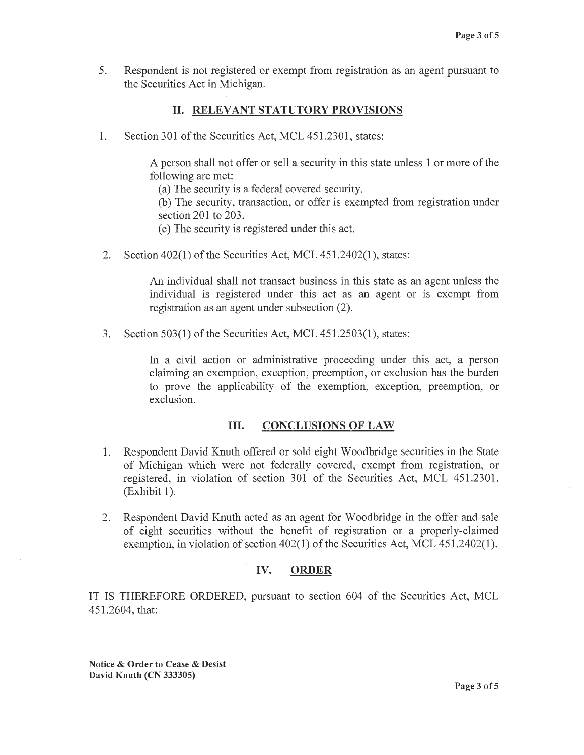5. Respondent is not registered or exempt from registration as an agent pursuant to the Securities Act in Michigan.

## II. RELEVANT STATUTORY PROVISIONS

1. Section 301 of the Securities Act, MCL 451.2301, states:

   > A person shall not offer or sell a security in this state unless 1 or more of the following are met:
   >
   > (a) The security is a federal covered security.
   >
   > (b) The security, transaction, or offer is exempted from registration under section 201 to 203.
   >
   > (c) The security is registered under this act.

2. Section 402(1) of the Securities Act, MCL 451.2402(1), states:

   > An individual shall not transact business in this state as an agent unless the individual is registered under this act as an agent or is exempt from registration as an agent under subsection (2).

3. Section 503(1) of the Securities Act, MCL 451.2503(1), states:

   > In a civil action or administrative proceeding under this act, a person claiming an exemption, exception, preemption, or exclusion has the burden to prove the applicability of the exemption, exception, preemption, or exclusion.

## III. CONCLUSIONS OF LAW

1. Respondent David Knuth offered or sold eight Woodbridge securities in the State of Michigan which were not federally covered, exempt from registration, or registered, in violation of section 301 of the Securities Act, MCL 451.2301. (Exhibit 1).

2. Respondent David Knuth acted as an agent for Woodbridge in the offer and sale of eight securities without the benefit of registration or a properly-claimed exemption, in violation of section 402(1) of the Securities Act, MCL 451.2402(1).

## IV. ORDER

IT IS THEREFORE ORDERED, pursuant to section 604 of the Securities Act, MCL 451.2604, that:

**Notice & Order to Cease & Desist**
**David Knuth (CN 333305)**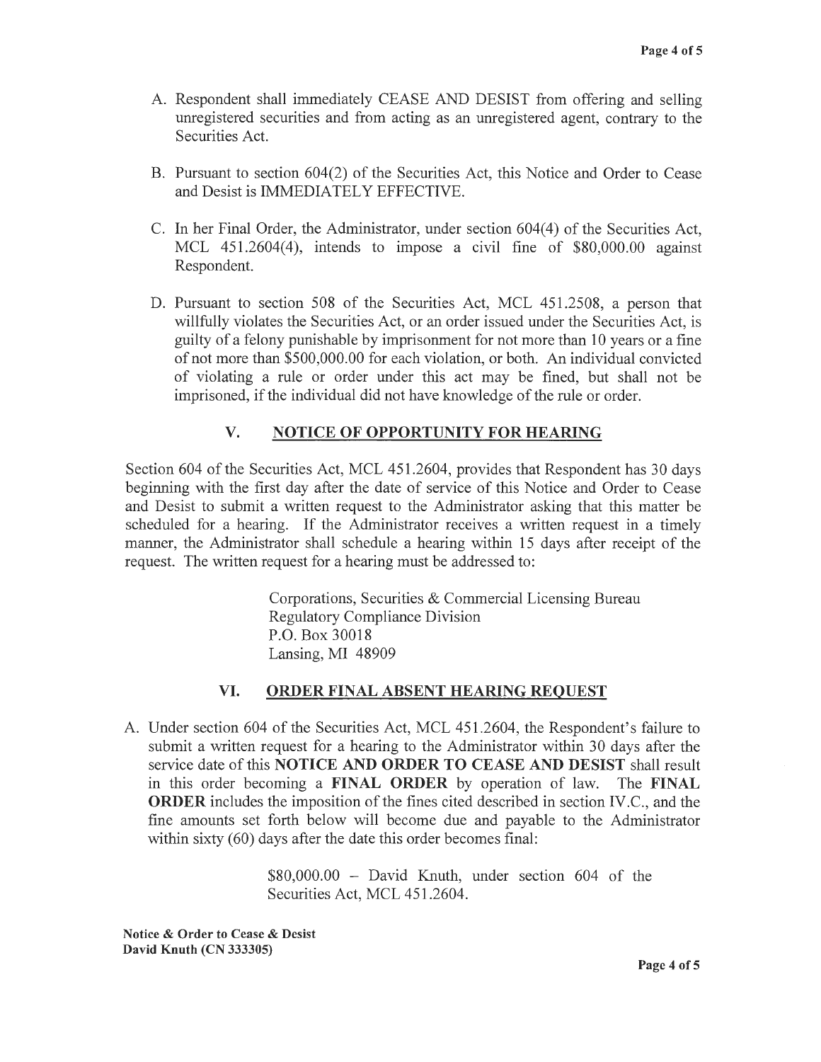A. Respondent shall immediately CEASE AND DESIST from offering and selling unregistered securities and from acting as an unregistered agent, contrary to the Securities Act.

B. Pursuant to section 604(2) of the Securities Act, this Notice and Order to Cease and Desist is IMMEDIATELY EFFECTIVE.

C. In her Final Order, the Administrator, under section 604(4) of the Securities Act, MCL 451.2604(4), intends to impose a civil fine of $80,000.00 against Respondent.

D. Pursuant to section 508 of the Securities Act, MCL 451.2508, a person that willfully violates the Securities Act, or an order issued under the Securities Act, is guilty of a felony punishable by imprisonment for not more than 10 years or a fine of not more than $500,000.00 for each violation, or both. An individual convicted of violating a rule or order under this act may be fined, but shall not be imprisoned, if the individual did not have knowledge of the rule or order.

## V. NOTICE OF OPPORTUNITY FOR HEARING

Section 604 of the Securities Act, MCL 451.2604, provides that Respondent has 30 days beginning with the first day after the date of service of this Notice and Order to Cease and Desist to submit a written request to the Administrator asking that this matter be scheduled for a hearing. If the Administrator receives a written request in a timely manner, the Administrator shall schedule a hearing within 15 days after receipt of the request. The written request for a hearing must be addressed to:

> Corporations, Securities & Commercial Licensing Bureau
> Regulatory Compliance Division
> P.O. Box 30018
> Lansing, MI 48909

## VI. ORDER FINAL ABSENT HEARING REQUEST

A. Under section 604 of the Securities Act, MCL 451.2604, the Respondent's failure to submit a written request for a hearing to the Administrator within 30 days after the service date of this **NOTICE AND ORDER TO CEASE AND DESIST** shall result in this order becoming a **FINAL ORDER** by operation of law. The **FINAL ORDER** includes the imposition of the fines cited described in section IV.C., and the fine amounts set forth below will become due and payable to the Administrator within sixty (60) days after the date this order becomes final:

> $80,000.00 – David Knuth, under section 604 of the Securities Act, MCL 451.2604.

**Notice & Order to Cease & Desist**
**David Knuth (CN 333305)**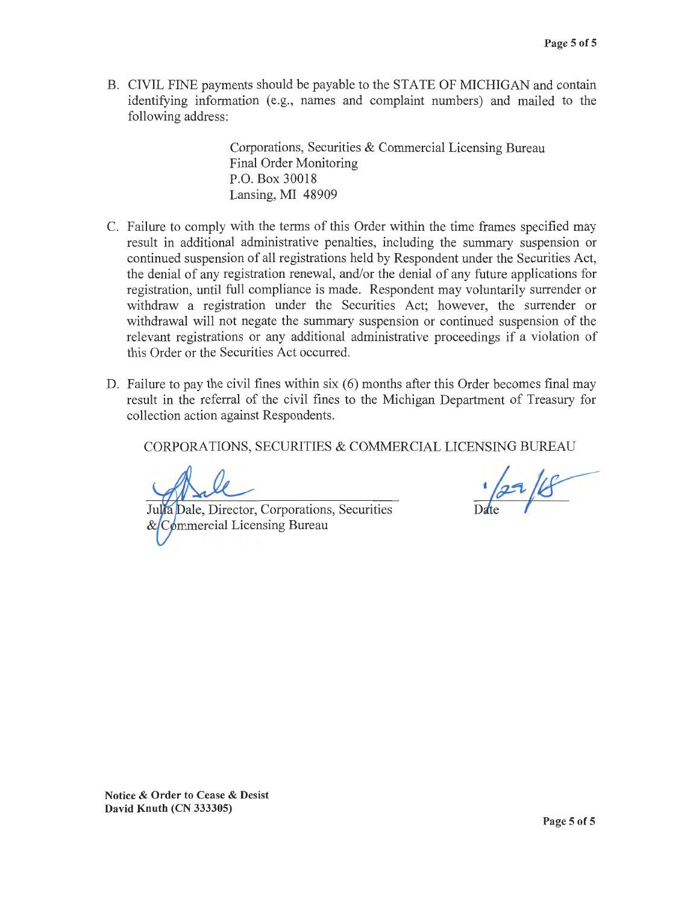B. CIVIL FINE payments should be payable to the STATE OF MICHIGAN and contain identifying information (e.g., names and complaint numbers) and mailed to the following address:

Corporations, Securities & Commercial Licensing Bureau
Final Order Monitoring
P.O. Box 30018
Lansing, MI 48909

C. Failure to comply with the terms of this Order within the time frames specified may result in additional administrative penalties, including the summary suspension or continued suspension of all registrations held by Respondent under the Securities Act, the denial of any registration renewal, and/or the denial of any future applications for registration, until full compliance is made. Respondent may voluntarily surrender or withdraw a registration under the Securities Act; however, the surrender or withdrawal will not negate the summary suspension or continued suspension of the relevant registrations or any additional administrative proceedings if a violation of this Order or the Securities Act occurred.

D. Failure to pay the civil fines within six (6) months after this Order becomes final may result in the referral of the civil fines to the Michigan Department of Treasury for collection action against Respondents.

CORPORATIONS, SECURITIES & COMMERCIAL LICENSING BUREAU

Julia Dale, Director, Corporations, Securities & Commercial Licensing Bureau

1/29/18
Date

**Notice & Order to Cease & Desist**
**David Knuth (CN 333305)**